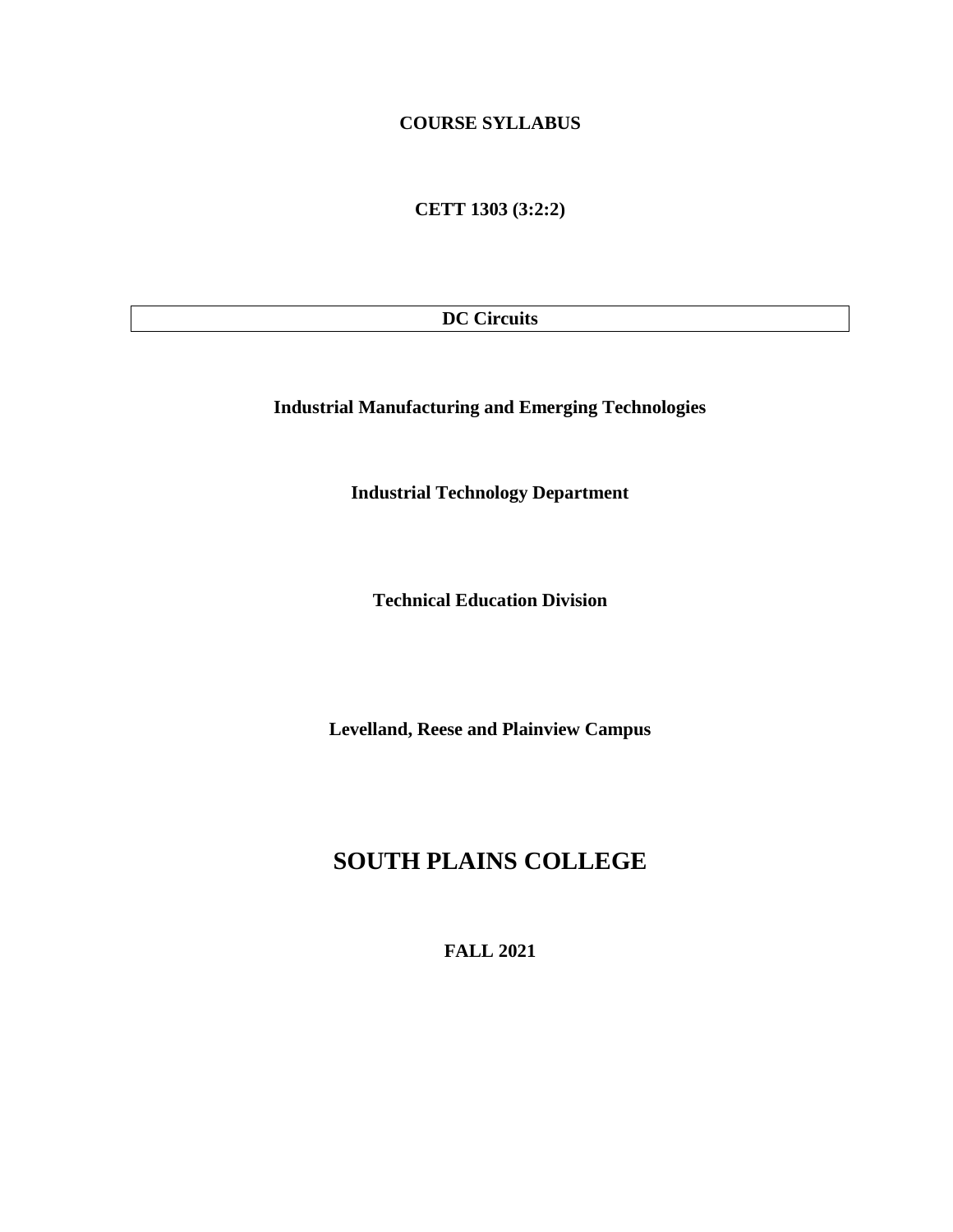**COURSE SYLLABUS**

**CETT 1303 (3:2:2)**

| **DC Circuits** |
|---|

**Industrial Manufacturing and Emerging Technologies**

**Industrial Technology Department**

**Technical Education Division**

**Levelland, Reese and Plainview Campus**

# SOUTH PLAINS COLLEGE

**FALL 2021**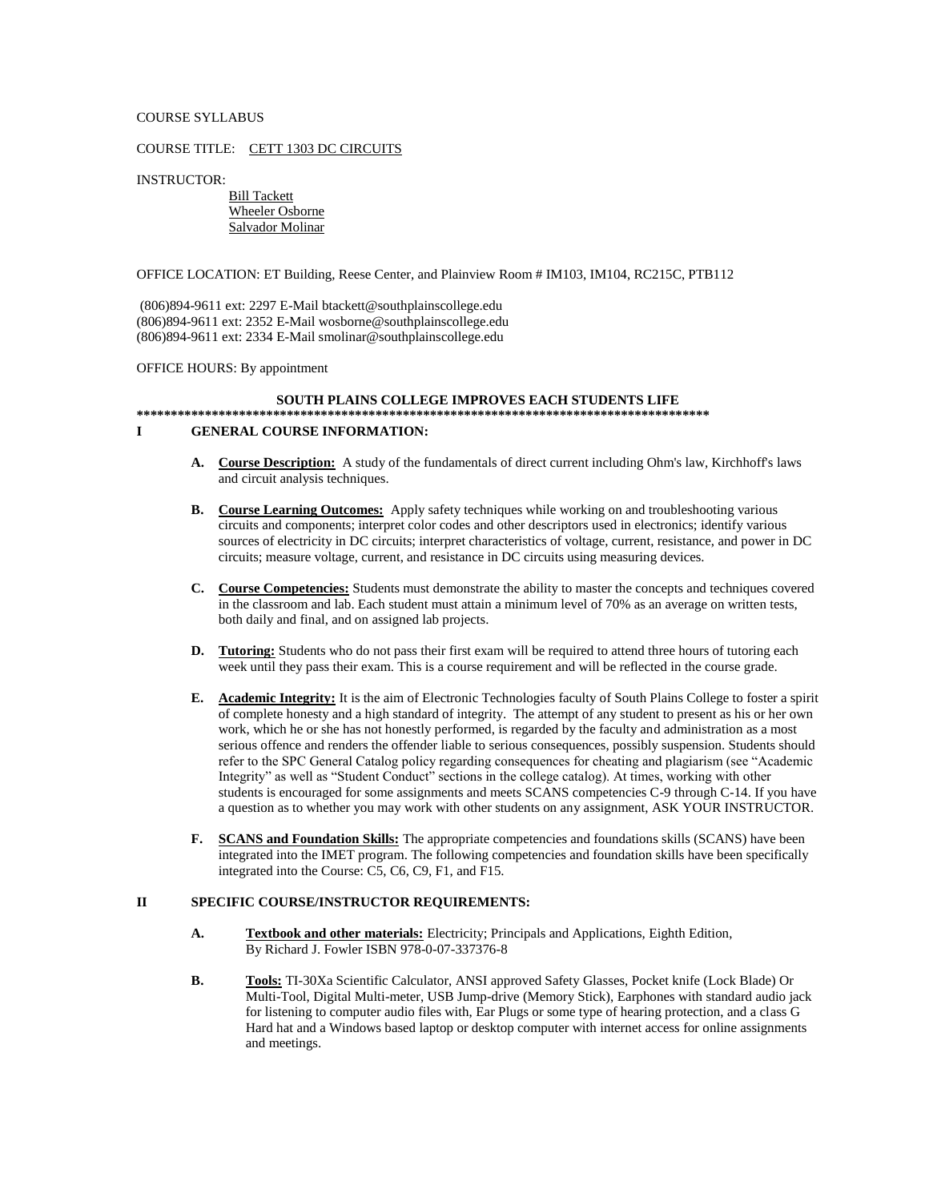COURSE SYLLABUS

COURSE TITLE: CETT 1303 DC CIRCUITS

INSTRUCTOR:

Bill Tackett
Wheeler Osborne
Salvador Molinar

OFFICE LOCATION: ET Building, Reese Center, and Plainview Room # IM103, IM104, RC215C, PTB112

(806)894-9611 ext: 2297 E-Mail btackett@southplainscollege.edu
(806)894-9611 ext: 2352 E-Mail wosborne@southplainscollege.edu
(806)894-9611 ext: 2334 E-Mail smolinar@southplainscollege.edu

OFFICE HOURS: By appointment

**SOUTH PLAINS COLLEGE IMPROVES EACH STUDENTS LIFE**

**\*\*\*\*\*\*\*\*\*\*\*\*\*\*\*\*\*\*\*\*\*\*\*\*\*\*\*\*\*\*\*\*\*\*\*\*\*\*\*\*\*\*\*\*\*\*\*\*\*\*\*\*\*\*\*\*\*\*\*\*\*\*\*\*\*\*\*\*\*\*\*\*\*\*\*\*\*\*\*\*\*\*\*\*\*\*\***

## I GENERAL COURSE INFORMATION:

- **A. Course Description:** A study of the fundamentals of direct current including Ohm's law, Kirchhoff's laws and circuit analysis techniques.

- **B. Course Learning Outcomes:** Apply safety techniques while working on and troubleshooting various circuits and components; interpret color codes and other descriptors used in electronics; identify various sources of electricity in DC circuits; interpret characteristics of voltage, current, resistance, and power in DC circuits; measure voltage, current, and resistance in DC circuits using measuring devices.

- **C. Course Competencies:** Students must demonstrate the ability to master the concepts and techniques covered in the classroom and lab. Each student must attain a minimum level of 70% as an average on written tests, both daily and final, and on assigned lab projects.

- **D. Tutoring:** Students who do not pass their first exam will be required to attend three hours of tutoring each week until they pass their exam. This is a course requirement and will be reflected in the course grade.

- **E. Academic Integrity:** It is the aim of Electronic Technologies faculty of South Plains College to foster a spirit of complete honesty and a high standard of integrity. The attempt of any student to present as his or her own work, which he or she has not honestly performed, is regarded by the faculty and administration as a most serious offence and renders the offender liable to serious consequences, possibly suspension. Students should refer to the SPC General Catalog policy regarding consequences for cheating and plagiarism (see "Academic Integrity" as well as "Student Conduct" sections in the college catalog). At times, working with other students is encouraged for some assignments and meets SCANS competencies C-9 through C-14. If you have a question as to whether you may work with other students on any assignment, ASK YOUR INSTRUCTOR.

- **F. SCANS and Foundation Skills:** The appropriate competencies and foundations skills (SCANS) have been integrated into the IMET program. The following competencies and foundation skills have been specifically integrated into the Course: C5, C6, C9, F1, and F15.

## II SPECIFIC COURSE/INSTRUCTOR REQUIREMENTS:

- **A. Textbook and other materials:** Electricity; Principals and Applications, Eighth Edition, By Richard J. Fowler ISBN 978-0-07-337376-8

- **B. Tools:** TI-30Xa Scientific Calculator, ANSI approved Safety Glasses, Pocket knife (Lock Blade) Or Multi-Tool, Digital Multi-meter, USB Jump-drive (Memory Stick), Earphones with standard audio jack for listening to computer audio files with, Ear Plugs or some type of hearing protection, and a class G Hard hat and a Windows based laptop or desktop computer with internet access for online assignments and meetings.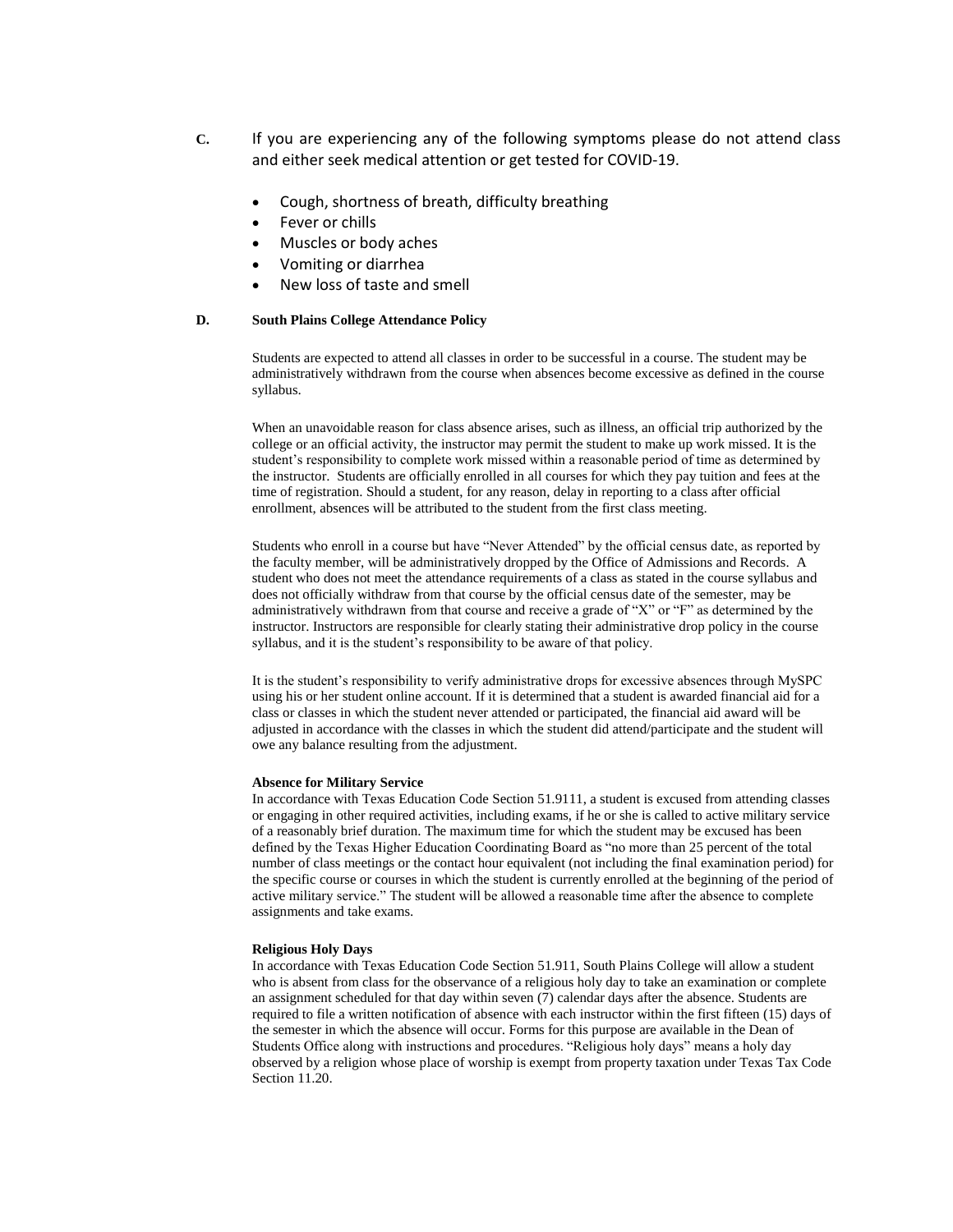**C.** If you are experiencing any of the following symptoms please do not attend class and either seek medical attention or get tested for COVID-19.

- Cough, shortness of breath, difficulty breathing
- Fever or chills
- Muscles or body aches
- Vomiting or diarrhea
- New loss of taste and smell

**D. South Plains College Attendance Policy**

Students are expected to attend all classes in order to be successful in a course. The student may be administratively withdrawn from the course when absences become excessive as defined in the course syllabus.

When an unavoidable reason for class absence arises, such as illness, an official trip authorized by the college or an official activity, the instructor may permit the student to make up work missed. It is the student's responsibility to complete work missed within a reasonable period of time as determined by the instructor. Students are officially enrolled in all courses for which they pay tuition and fees at the time of registration. Should a student, for any reason, delay in reporting to a class after official enrollment, absences will be attributed to the student from the first class meeting.

Students who enroll in a course but have "Never Attended" by the official census date, as reported by the faculty member, will be administratively dropped by the Office of Admissions and Records. A student who does not meet the attendance requirements of a class as stated in the course syllabus and does not officially withdraw from that course by the official census date of the semester, may be administratively withdrawn from that course and receive a grade of "X" or "F" as determined by the instructor. Instructors are responsible for clearly stating their administrative drop policy in the course syllabus, and it is the student's responsibility to be aware of that policy.

It is the student's responsibility to verify administrative drops for excessive absences through MySPC using his or her student online account. If it is determined that a student is awarded financial aid for a class or classes in which the student never attended or participated, the financial aid award will be adjusted in accordance with the classes in which the student did attend/participate and the student will owe any balance resulting from the adjustment.

**Absence for Military Service**

In accordance with Texas Education Code Section 51.9111, a student is excused from attending classes or engaging in other required activities, including exams, if he or she is called to active military service of a reasonably brief duration. The maximum time for which the student may be excused has been defined by the Texas Higher Education Coordinating Board as "no more than 25 percent of the total number of class meetings or the contact hour equivalent (not including the final examination period) for the specific course or courses in which the student is currently enrolled at the beginning of the period of active military service." The student will be allowed a reasonable time after the absence to complete assignments and take exams.

**Religious Holy Days**

In accordance with Texas Education Code Section 51.911, South Plains College will allow a student who is absent from class for the observance of a religious holy day to take an examination or complete an assignment scheduled for that day within seven (7) calendar days after the absence. Students are required to file a written notification of absence with each instructor within the first fifteen (15) days of the semester in which the absence will occur. Forms for this purpose are available in the Dean of Students Office along with instructions and procedures. "Religious holy days" means a holy day observed by a religion whose place of worship is exempt from property taxation under Texas Tax Code Section 11.20.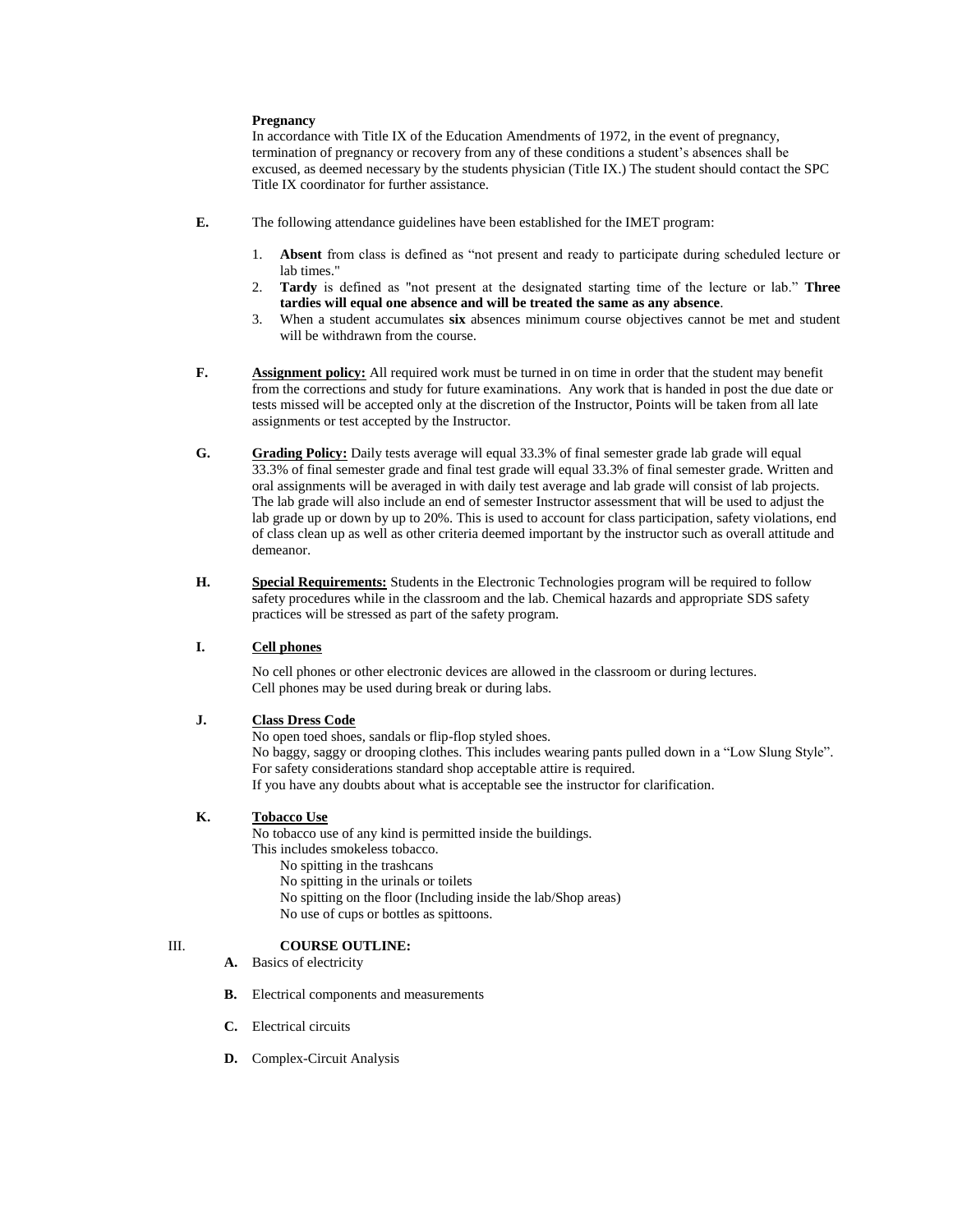**Pregnancy**

In accordance with Title IX of the Education Amendments of 1972, in the event of pregnancy, termination of pregnancy or recovery from any of these conditions a student's absences shall be excused, as deemed necessary by the students physician (Title IX.) The student should contact the SPC Title IX coordinator for further assistance.

**E.** The following attendance guidelines have been established for the IMET program:

1. **Absent** from class is defined as "not present and ready to participate during scheduled lecture or lab times."
2. **Tardy** is defined as "not present at the designated starting time of the lecture or lab." **Three tardies will equal one absence and will be treated the same as any absence**.
3. When a student accumulates **six** absences minimum course objectives cannot be met and student will be withdrawn from the course.

**F.** **Assignment policy:** All required work must be turned in on time in order that the student may benefit from the corrections and study for future examinations. Any work that is handed in post the due date or tests missed will be accepted only at the discretion of the Instructor, Points will be taken from all late assignments or test accepted by the Instructor.

**G.** **Grading Policy:** Daily tests average will equal 33.3% of final semester grade lab grade will equal 33.3% of final semester grade and final test grade will equal 33.3% of final semester grade. Written and oral assignments will be averaged in with daily test average and lab grade will consist of lab projects. The lab grade will also include an end of semester Instructor assessment that will be used to adjust the lab grade up or down by up to 20%. This is used to account for class participation, safety violations, end of class clean up as well as other criteria deemed important by the instructor such as overall attitude and demeanor.

**H.** **Special Requirements:** Students in the Electronic Technologies program will be required to follow safety procedures while in the classroom and the lab. Chemical hazards and appropriate SDS safety practices will be stressed as part of the safety program.

**I.** **Cell phones**

No cell phones or other electronic devices are allowed in the classroom or during lectures.
Cell phones may be used during break or during labs.

**J.** **Class Dress Code**

No open toed shoes, sandals or flip-flop styled shoes.
No baggy, saggy or drooping clothes. This includes wearing pants pulled down in a "Low Slung Style".
For safety considerations standard shop acceptable attire is required.
If you have any doubts about what is acceptable see the instructor for clarification.

**K.** **Tobacco Use**

No tobacco use of any kind is permitted inside the buildings.
This includes smokeless tobacco.

- No spitting in the trashcans
- No spitting in the urinals or toilets
- No spitting on the floor (Including inside the lab/Shop areas)
- No use of cups or bottles as spittoons.

## III. COURSE OUTLINE:

**A.** Basics of electricity

**B.** Electrical components and measurements

**C.** Electrical circuits

**D.** Complex-Circuit Analysis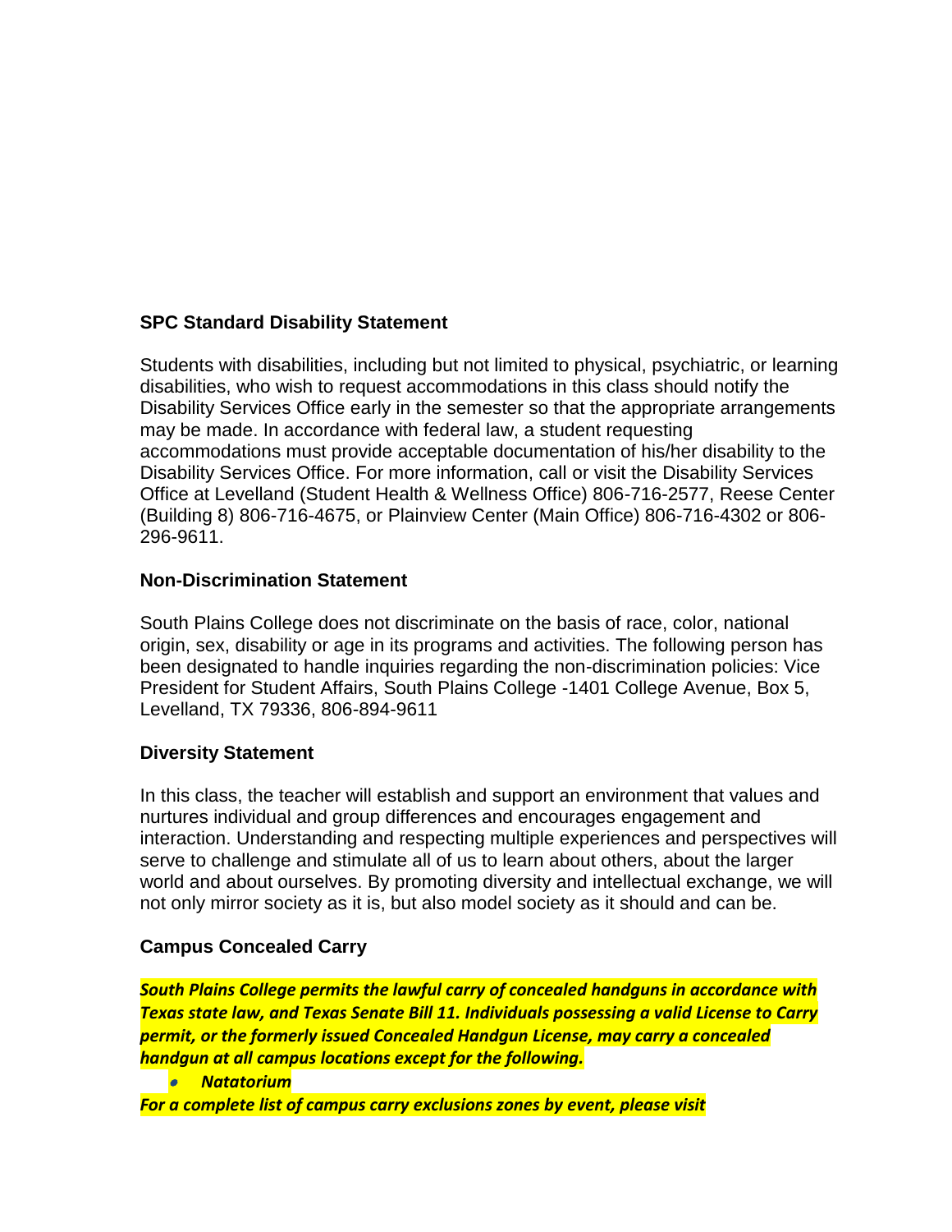### SPC Standard Disability Statement

Students with disabilities, including but not limited to physical, psychiatric, or learning disabilities, who wish to request accommodations in this class should notify the Disability Services Office early in the semester so that the appropriate arrangements may be made. In accordance with federal law, a student requesting accommodations must provide acceptable documentation of his/her disability to the Disability Services Office. For more information, call or visit the Disability Services Office at Levelland (Student Health & Wellness Office) 806-716-2577, Reese Center (Building 8) 806-716-4675, or Plainview Center (Main Office) 806-716-4302 or 806-296-9611.

### Non-Discrimination Statement

South Plains College does not discriminate on the basis of race, color, national origin, sex, disability or age in its programs and activities. The following person has been designated to handle inquiries regarding the non-discrimination policies: Vice President for Student Affairs, South Plains College -1401 College Avenue, Box 5, Levelland, TX 79336, 806-894-9611

### Diversity Statement

In this class, the teacher will establish and support an environment that values and nurtures individual and group differences and encourages engagement and interaction. Understanding and respecting multiple experiences and perspectives will serve to challenge and stimulate all of us to learn about others, about the larger world and about ourselves. By promoting diversity and intellectual exchange, we will not only mirror society as it is, but also model society as it should and can be.

### Campus Concealed Carry

***South Plains College permits the lawful carry of concealed handguns in accordance with Texas state law, and Texas Senate Bill 11. Individuals possessing a valid License to Carry permit, or the formerly issued Concealed Handgun License, may carry a concealed handgun at all campus locations except for the following.***

- ***Natatorium***

***For a complete list of campus carry exclusions zones by event, please visit***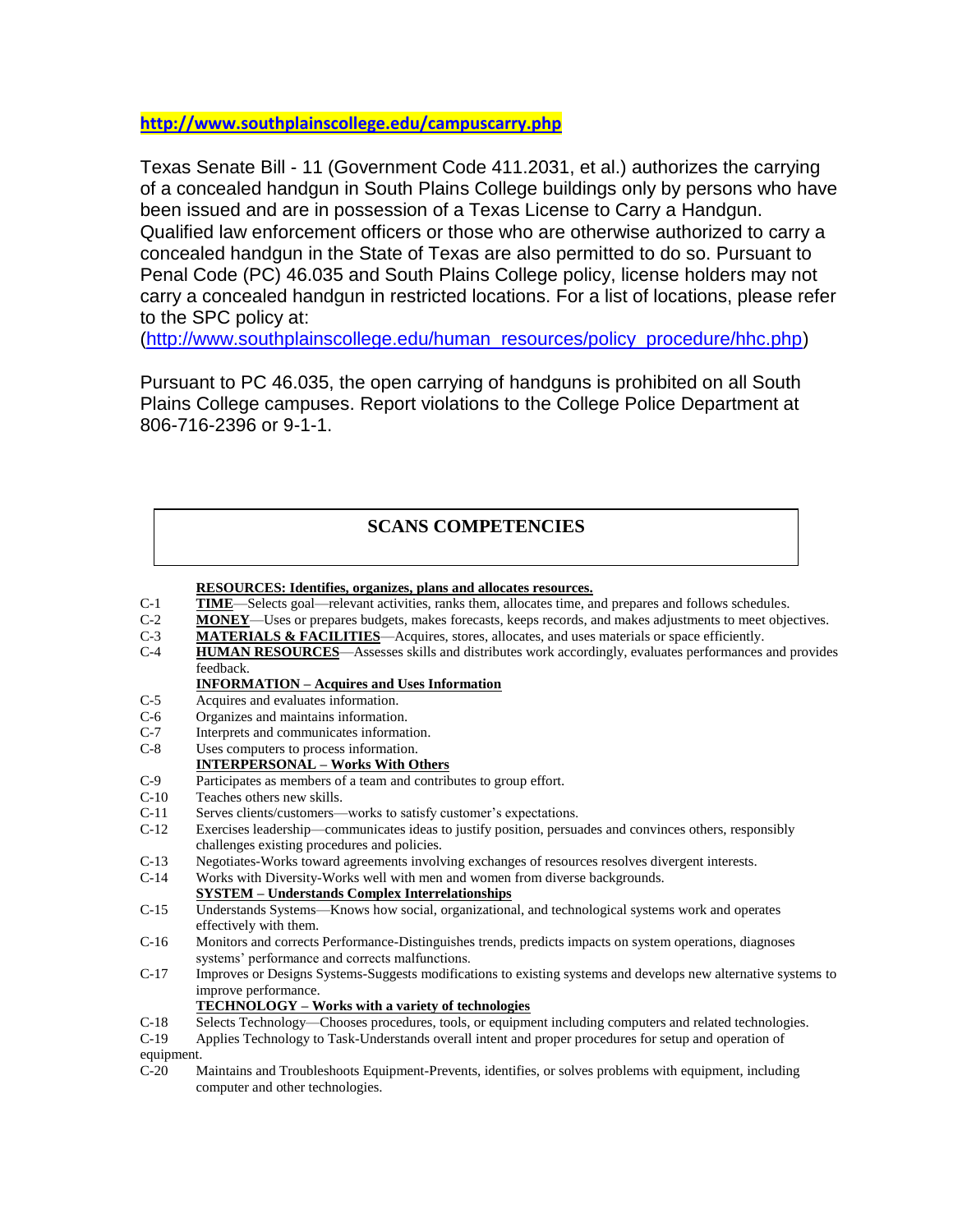**http://www.southplainscollege.edu/campuscarry.php**

Texas Senate Bill - 11 (Government Code 411.2031, et al.) authorizes the carrying of a concealed handgun in South Plains College buildings only by persons who have been issued and are in possession of a Texas License to Carry a Handgun. Qualified law enforcement officers or those who are otherwise authorized to carry a concealed handgun in the State of Texas are also permitted to do so. Pursuant to Penal Code (PC) 46.035 and South Plains College policy, license holders may not carry a concealed handgun in restricted locations. For a list of locations, please refer to the SPC policy at:
(http://www.southplainscollege.edu/human_resources/policy_procedure/hhc.php)

Pursuant to PC 46.035, the open carrying of handguns is prohibited on all South Plains College campuses. Report violations to the College Police Department at 806-716-2396 or 9-1-1.

## SCANS COMPETENCIES

**RESOURCES: Identifies, organizes, plans and allocates resources.**

C-1 **TIME**—Selects goal—relevant activities, ranks them, allocates time, and prepares and follows schedules.
C-2 **MONEY**—Uses or prepares budgets, makes forecasts, keeps records, and makes adjustments to meet objectives.
C-3 **MATERIALS & FACILITIES**—Acquires, stores, allocates, and uses materials or space efficiently.
C-4 **HUMAN RESOURCES**—Assesses skills and distributes work accordingly, evaluates performances and provides feedback.

**INFORMATION – Acquires and Uses Information**

C-5 Acquires and evaluates information.
C-6 Organizes and maintains information.
C-7 Interprets and communicates information.
C-8 Uses computers to process information.

**INTERPERSONAL – Works With Others**

C-9 Participates as members of a team and contributes to group effort.
C-10 Teaches others new skills.
C-11 Serves clients/customers—works to satisfy customer's expectations.
C-12 Exercises leadership—communicates ideas to justify position, persuades and convinces others, responsibly challenges existing procedures and policies.
C-13 Negotiates-Works toward agreements involving exchanges of resources resolves divergent interests.
C-14 Works with Diversity-Works well with men and women from diverse backgrounds.

**SYSTEM – Understands Complex Interrelationships**

C-15 Understands Systems—Knows how social, organizational, and technological systems work and operates effectively with them.
C-16 Monitors and corrects Performance-Distinguishes trends, predicts impacts on system operations, diagnoses systems' performance and corrects malfunctions.
C-17 Improves or Designs Systems-Suggests modifications to existing systems and develops new alternative systems to improve performance.

**TECHNOLOGY – Works with a variety of technologies**

C-18 Selects Technology—Chooses procedures, tools, or equipment including computers and related technologies.
C-19 Applies Technology to Task-Understands overall intent and proper procedures for setup and operation of equipment.
C-20 Maintains and Troubleshoots Equipment-Prevents, identifies, or solves problems with equipment, including computer and other technologies.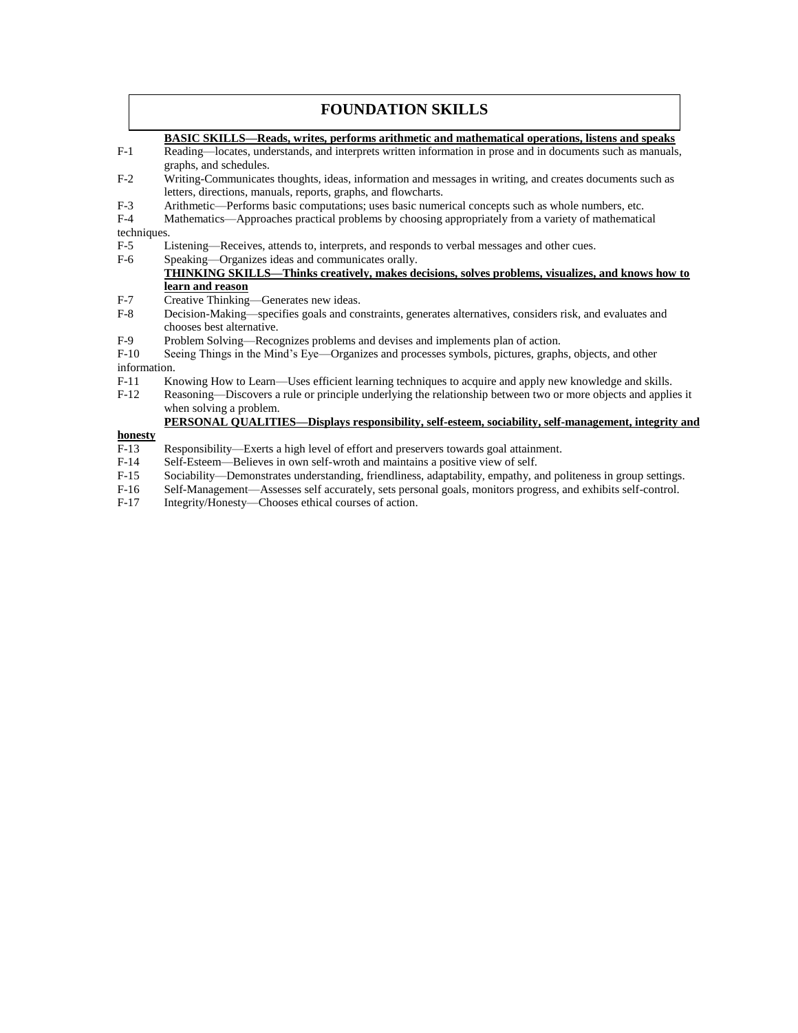# FOUNDATION SKILLS

**BASIC SKILLS—Reads, writes, performs arithmetic and mathematical operations, listens and speaks**

F-1 Reading—locates, understands, and interprets written information in prose and in documents such as manuals, graphs, and schedules.

F-2 Writing-Communicates thoughts, ideas, information and messages in writing, and creates documents such as letters, directions, manuals, reports, graphs, and flowcharts.

F-3 Arithmetic—Performs basic computations; uses basic numerical concepts such as whole numbers, etc.

F-4 Mathematics—Approaches practical problems by choosing appropriately from a variety of mathematical techniques.

F-5 Listening—Receives, attends to, interprets, and responds to verbal messages and other cues.

F-6 Speaking—Organizes ideas and communicates orally.

**THINKING SKILLS—Thinks creatively, makes decisions, solves problems, visualizes, and knows how to learn and reason**

F-7 Creative Thinking—Generates new ideas.

F-8 Decision-Making—specifies goals and constraints, generates alternatives, considers risk, and evaluates and chooses best alternative.

F-9 Problem Solving—Recognizes problems and devises and implements plan of action.

F-10 Seeing Things in the Mind's Eye—Organizes and processes symbols, pictures, graphs, objects, and other information.

F-11 Knowing How to Learn—Uses efficient learning techniques to acquire and apply new knowledge and skills.

F-12 Reasoning—Discovers a rule or principle underlying the relationship between two or more objects and applies it when solving a problem.

**PERSONAL QUALITIES—Displays responsibility, self-esteem, sociability, self-management, integrity and honesty**

F-13 Responsibility—Exerts a high level of effort and preservers towards goal attainment.

F-14 Self-Esteem—Believes in own self-wroth and maintains a positive view of self.

F-15 Sociability—Demonstrates understanding, friendliness, adaptability, empathy, and politeness in group settings.

F-16 Self-Management—Assesses self accurately, sets personal goals, monitors progress, and exhibits self-control.

F-17 Integrity/Honesty—Chooses ethical courses of action.